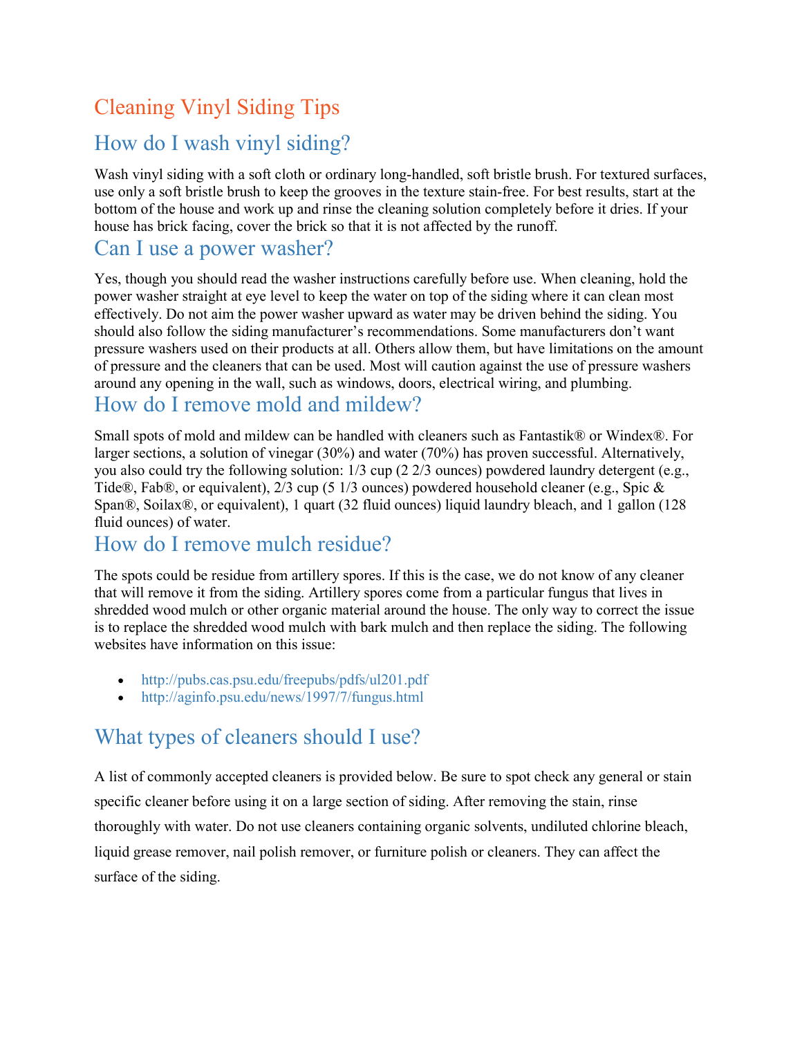# Cleaning Vinyl Siding Tips

## How do I wash vinyl siding?

Wash vinyl siding with a soft cloth or ordinary long-handled, soft bristle brush. For textured surfaces, use only a soft bristle brush to keep the grooves in the texture stain-free. For best results, start at the bottom of the house and work up and rinse the cleaning solution completely before it dries. If your house has brick facing, cover the brick so that it is not affected by the runoff.

## Can I use a power washer?

Yes, though you should read the washer instructions carefully before use. When cleaning, hold the power washer straight at eye level to keep the water on top of the siding where it can clean most effectively. Do not aim the power washer upward as water may be driven behind the siding. You should also follow the siding manufacturer's recommendations. Some manufacturers don't want pressure washers used on their products at all. Others allow them, but have limitations on the amount of pressure and the cleaners that can be used. Most will caution against the use of pressure washers around any opening in the wall, such as windows, doors, electrical wiring, and plumbing.

## How do I remove mold and mildew?

Small spots of mold and mildew can be handled with cleaners such as Fantastik® or Windex®. For larger sections, a solution of vinegar (30%) and water (70%) has proven successful. Alternatively, you also could try the following solution: 1/3 cup (2 2/3 ounces) powdered laundry detergent (e.g., Tide®, Fab®, or equivalent), 2/3 cup (5 1/3 ounces) powdered household cleaner (e.g., Spic & Span®, Soilax®, or equivalent), 1 quart (32 fluid ounces) liquid laundry bleach, and 1 gallon (128 fluid ounces) of water.

## How do I remove mulch residue?

The spots could be residue from artillery spores. If this is the case, we do not know of any cleaner that will remove it from the siding. Artillery spores come from a particular fungus that lives in shredded wood mulch or other organic material around the house. The only way to correct the issue is to replace the shredded wood mulch with bark mulch and then replace the siding. The following websites have information on this issue:

- http://pubs.cas.psu.edu/freepubs/pdfs/ul201.pdf
- http://aginfo.psu.edu/news/1997/7/fungus.html

## What types of cleaners should I use?

A list of commonly accepted cleaners is provided below. Be sure to spot check any general or stain specific cleaner before using it on a large section of siding. After removing the stain, rinse thoroughly with water. Do not use cleaners containing organic solvents, undiluted chlorine bleach, liquid grease remover, nail polish remover, or furniture polish or cleaners. They can affect the surface of the siding.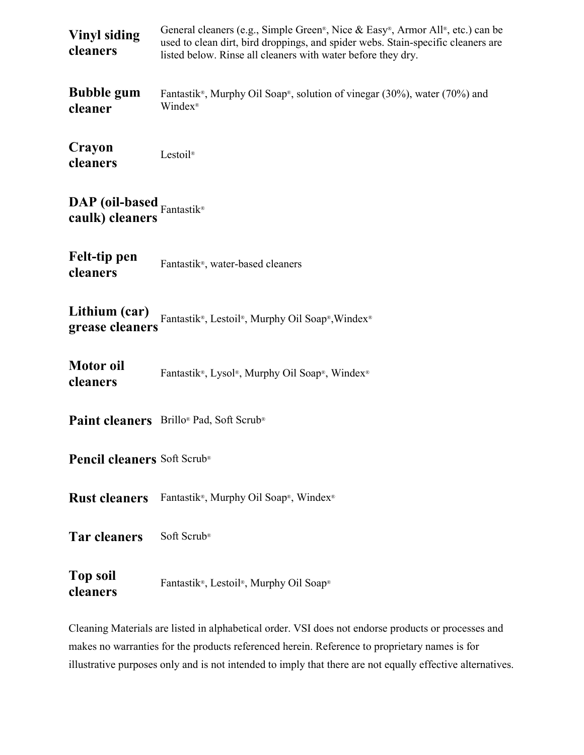| | |
|---|---|
| **Vinyl siding cleaners** | General cleaners (e.g., Simple Green®, Nice & Easy®, Armor All®, etc.) can be used to clean dirt, bird droppings, and spider webs. Stain-specific cleaners are listed below. Rinse all cleaners with water before they dry. |
| **Bubble gum cleaner** | Fantastik®, Murphy Oil Soap®, solution of vinegar (30%), water (70%) and Windex® |
| **Crayon cleaners** | Lestoil® |
| **DAP (oil-based caulk) cleaners** | Fantastik® |
| **Felt-tip pen cleaners** | Fantastik®, water-based cleaners |
| **Lithium (car) grease cleaners** | Fantastik®, Lestoil®, Murphy Oil Soap®,Windex® |
| **Motor oil cleaners** | Fantastik®, Lysol®, Murphy Oil Soap®, Windex® |
| **Paint cleaners** | Brillo® Pad, Soft Scrub® |
| **Pencil cleaners** | Soft Scrub® |
| **Rust cleaners** | Fantastik®, Murphy Oil Soap®, Windex® |
| **Tar cleaners** | Soft Scrub® |
| **Top soil cleaners** | Fantastik®, Lestoil®, Murphy Oil Soap® |

Cleaning Materials are listed in alphabetical order. VSI does not endorse products or processes and makes no warranties for the products referenced herein. Reference to proprietary names is for illustrative purposes only and is not intended to imply that there are not equally effective alternatives.